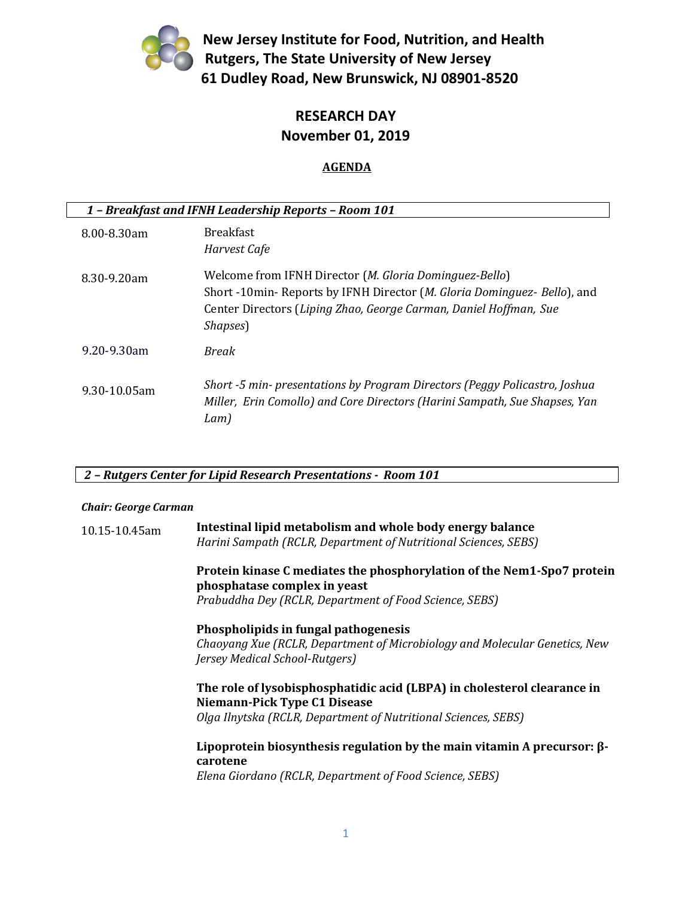# New Jersey Institute for Food, Nutrition, and Health
**Rutgers, The State University of New Jersey**
**61 Dudley Road, New Brunswick, NJ 08901-8520**

## RESEARCH DAY
## November 01, 2019

### AGENDA

### *1 – Breakfast and IFNH Leadership Reports – Room 101*

| | |
|---|---|
| 8.00-8.30am | Breakfast<br>*Harvest Cafe* |
| 8.30-9.20am | Welcome from IFNH Director (*M. Gloria Dominguez-Bello*)<br>Short -10min- Reports by IFNH Director (*M. Gloria Dominguez- Bello*), and Center Directors (*Liping Zhao, George Carman, Daniel Hoffman, Sue Shapses*) |
| 9.20-9.30am | *Break* |
| 9.30-10.05am | *Short -5 min- presentations by Program Directors (Peggy Policastro, Joshua Miller, Erin Comollo) and Core Directors (Harini Sampath, Sue Shapses, Yan Lam)* |

### *2 – Rutgers Center for Lipid Research Presentations - Room 101*

***Chair: George Carman***

10.15-10.45am

**Intestinal lipid metabolism and whole body energy balance**
*Harini Sampath (RCLR, Department of Nutritional Sciences, SEBS)*

**Protein kinase C mediates the phosphorylation of the Nem1-Spo7 protein phosphatase complex in yeast**
*Prabuddha Dey (RCLR, Department of Food Science, SEBS)*

**Phospholipids in fungal pathogenesis**
*Chaoyang Xue (RCLR, Department of Microbiology and Molecular Genetics, New Jersey Medical School-Rutgers)*

**The role of lysobisphosphatidic acid (LBPA) in cholesterol clearance in Niemann-Pick Type C1 Disease**
*Olga Ilnytska (RCLR, Department of Nutritional Sciences, SEBS)*

**Lipoprotein biosynthesis regulation by the main vitamin A precursor: β-carotene**
*Elena Giordano (RCLR, Department of Food Science, SEBS)*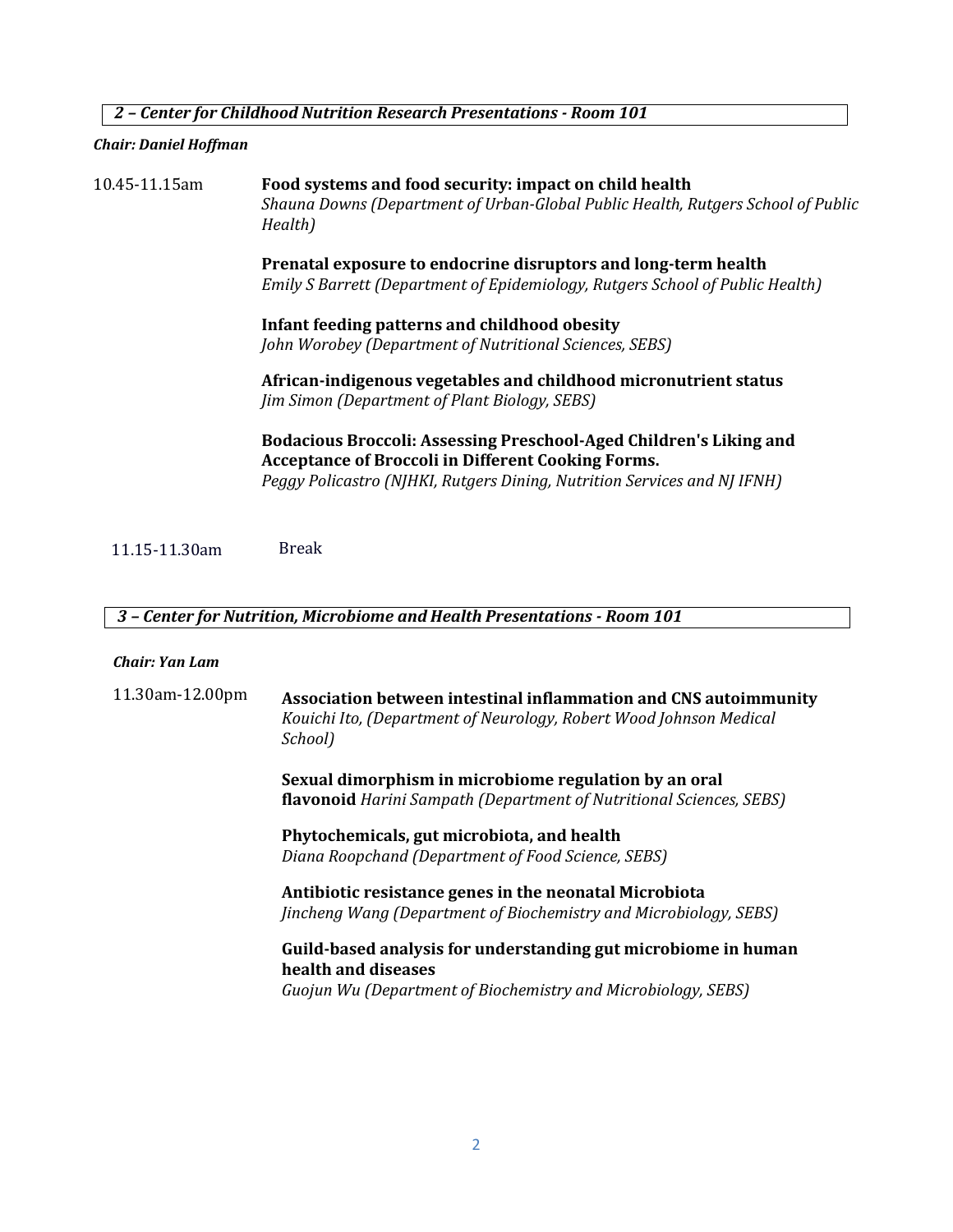### *2 – Center for Childhood Nutrition Research Presentations - Room 101*

***Chair: Daniel Hoffman***

10.45-11.15am

**Food systems and food security: impact on child health**
*Shauna Downs (Department of Urban-Global Public Health, Rutgers School of Public Health)*

**Prenatal exposure to endocrine disruptors and long-term health**
*Emily S Barrett (Department of Epidemiology, Rutgers School of Public Health)*

**Infant feeding patterns and childhood obesity**
*John Worobey (Department of Nutritional Sciences, SEBS)*

**African-indigenous vegetables and childhood micronutrient status**
*Jim Simon (Department of Plant Biology, SEBS)*

**Bodacious Broccoli: Assessing Preschool-Aged Children's Liking and Acceptance of Broccoli in Different Cooking Forms.**
*Peggy Policastro (NJHKI, Rutgers Dining, Nutrition Services and NJ IFNH)*

11.15-11.30am Break

### *3 – Center for Nutrition, Microbiome and Health Presentations - Room 101*

***Chair: Yan Lam***

11.30am-12.00pm

**Association between intestinal inflammation and CNS autoimmunity**
*Kouichi Ito, (Department of Neurology, Robert Wood Johnson Medical School)*

**Sexual dimorphism in microbiome regulation by an oral flavonoid** *Harini Sampath (Department of Nutritional Sciences, SEBS)*

**Phytochemicals, gut microbiota, and health**
*Diana Roopchand (Department of Food Science, SEBS)*

**Antibiotic resistance genes in the neonatal Microbiota**
*Jincheng Wang (Department of Biochemistry and Microbiology, SEBS)*

**Guild-based analysis for understanding gut microbiome in human health and diseases**
*Guojun Wu (Department of Biochemistry and Microbiology, SEBS)*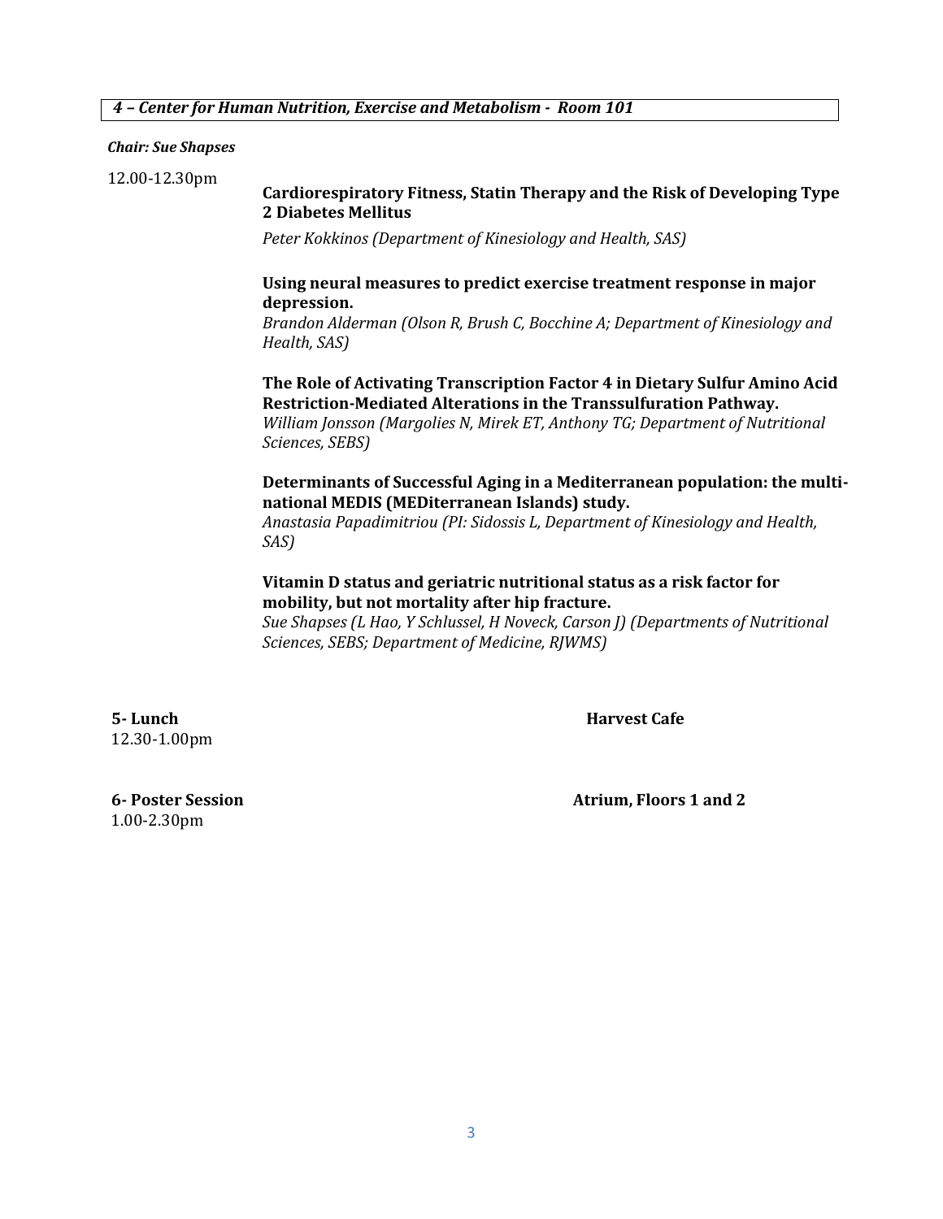### *4 – Center for Human Nutrition, Exercise and Metabolism - Room 101*

***Chair: Sue Shapses***

12.00-12.30pm

**Cardiorespiratory Fitness, Statin Therapy and the Risk of Developing Type 2 Diabetes Mellitus**
*Peter Kokkinos (Department of Kinesiology and Health, SAS)*

**Using neural measures to predict exercise treatment response in major depression.**
*Brandon Alderman (Olson R, Brush C, Bocchine A; Department of Kinesiology and Health, SAS)*

**The Role of Activating Transcription Factor 4 in Dietary Sulfur Amino Acid Restriction-Mediated Alterations in the Transsulfuration Pathway.**
*William Jonsson (Margolies N, Mirek ET, Anthony TG; Department of Nutritional Sciences, SEBS)*

**Determinants of Successful Aging in a Mediterranean population: the multi-national MEDIS (MEDiterranean Islands) study.**
*Anastasia Papadimitriou (PI: Sidossis L, Department of Kinesiology and Health, SAS)*

**Vitamin D status and geriatric nutritional status as a risk factor for mobility, but not mortality after hip fracture.**
*Sue Shapses (L Hao, Y Schlussel, H Noveck, Carson J) (Departments of Nutritional Sciences, SEBS; Department of Medicine, RJWMS)*

**5- Lunch** — **Harvest Cafe**
12.30-1.00pm

**6- Poster Session** — **Atrium, Floors 1 and 2**
1.00-2.30pm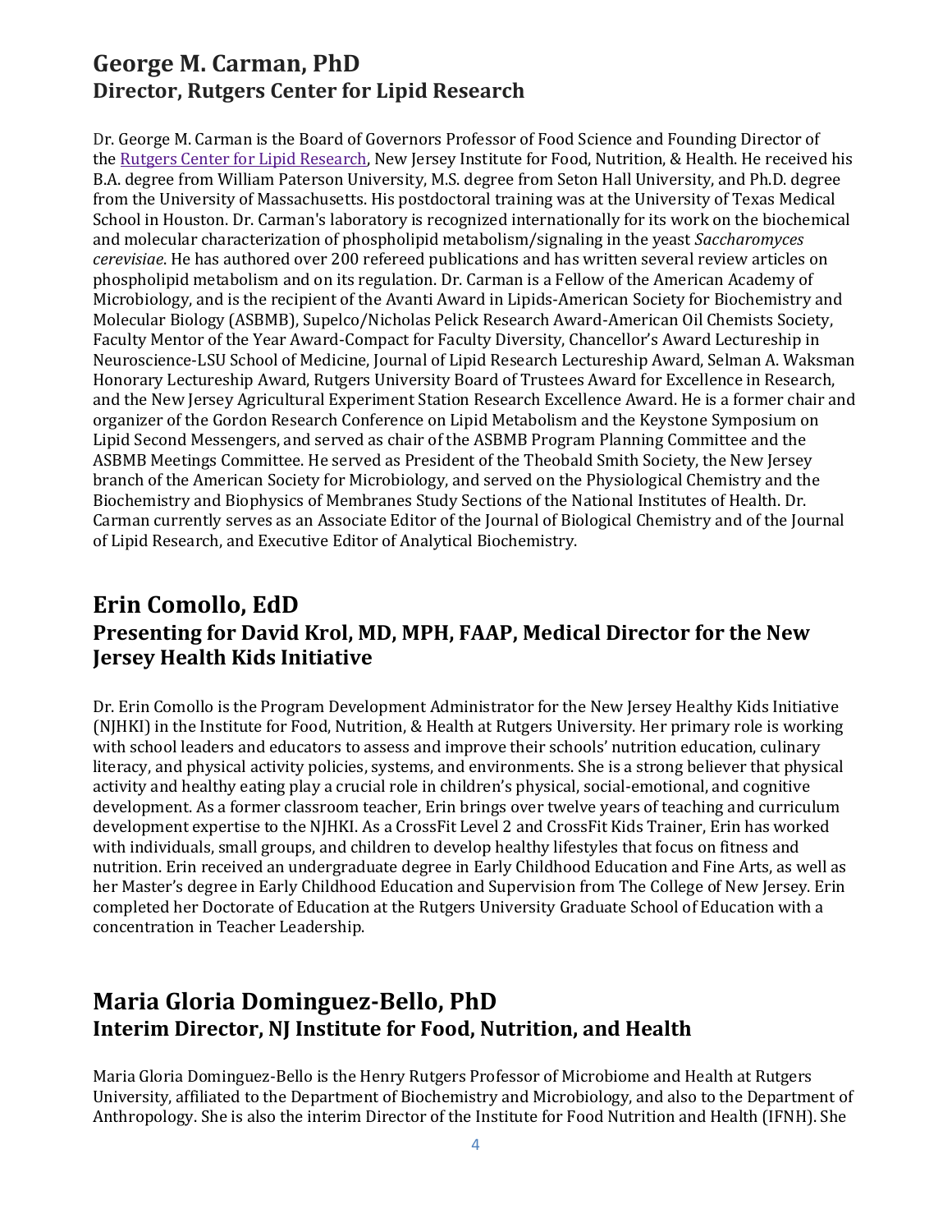## George M. Carman, PhD
### Director, Rutgers Center for Lipid Research

Dr. George M. Carman is the Board of Governors Professor of Food Science and Founding Director of the Rutgers Center for Lipid Research, New Jersey Institute for Food, Nutrition, & Health. He received his B.A. degree from William Paterson University, M.S. degree from Seton Hall University, and Ph.D. degree from the University of Massachusetts. His postdoctoral training was at the University of Texas Medical School in Houston. Dr. Carman's laboratory is recognized internationally for its work on the biochemical and molecular characterization of phospholipid metabolism/signaling in the yeast *Saccharomyces cerevisiae*. He has authored over 200 refereed publications and has written several review articles on phospholipid metabolism and on its regulation. Dr. Carman is a Fellow of the American Academy of Microbiology, and is the recipient of the Avanti Award in Lipids-American Society for Biochemistry and Molecular Biology (ASBMB), Supelco/Nicholas Pelick Research Award-American Oil Chemists Society, Faculty Mentor of the Year Award-Compact for Faculty Diversity, Chancellor's Award Lectureship in Neuroscience-LSU School of Medicine, Journal of Lipid Research Lectureship Award, Selman A. Waksman Honorary Lectureship Award, Rutgers University Board of Trustees Award for Excellence in Research, and the New Jersey Agricultural Experiment Station Research Excellence Award. He is a former chair and organizer of the Gordon Research Conference on Lipid Metabolism and the Keystone Symposium on Lipid Second Messengers, and served as chair of the ASBMB Program Planning Committee and the ASBMB Meetings Committee. He served as President of the Theobald Smith Society, the New Jersey branch of the American Society for Microbiology, and served on the Physiological Chemistry and the Biochemistry and Biophysics of Membranes Study Sections of the National Institutes of Health. Dr. Carman currently serves as an Associate Editor of the Journal of Biological Chemistry and of the Journal of Lipid Research, and Executive Editor of Analytical Biochemistry.

## Erin Comollo, EdD
### Presenting for David Krol, MD, MPH, FAAP, Medical Director for the New Jersey Health Kids Initiative

Dr. Erin Comollo is the Program Development Administrator for the New Jersey Healthy Kids Initiative (NJHKI) in the Institute for Food, Nutrition, & Health at Rutgers University. Her primary role is working with school leaders and educators to assess and improve their schools' nutrition education, culinary literacy, and physical activity policies, systems, and environments. She is a strong believer that physical activity and healthy eating play a crucial role in children's physical, social-emotional, and cognitive development. As a former classroom teacher, Erin brings over twelve years of teaching and curriculum development expertise to the NJHKI. As a CrossFit Level 2 and CrossFit Kids Trainer, Erin has worked with individuals, small groups, and children to develop healthy lifestyles that focus on fitness and nutrition. Erin received an undergraduate degree in Early Childhood Education and Fine Arts, as well as her Master's degree in Early Childhood Education and Supervision from The College of New Jersey. Erin completed her Doctorate of Education at the Rutgers University Graduate School of Education with a concentration in Teacher Leadership.

## Maria Gloria Dominguez-Bello, PhD
### Interim Director, NJ Institute for Food, Nutrition, and Health

Maria Gloria Dominguez-Bello is the Henry Rutgers Professor of Microbiome and Health at Rutgers University, affiliated to the Department of Biochemistry and Microbiology, and also to the Department of Anthropology. She is also the interim Director of the Institute for Food Nutrition and Health (IFNH). She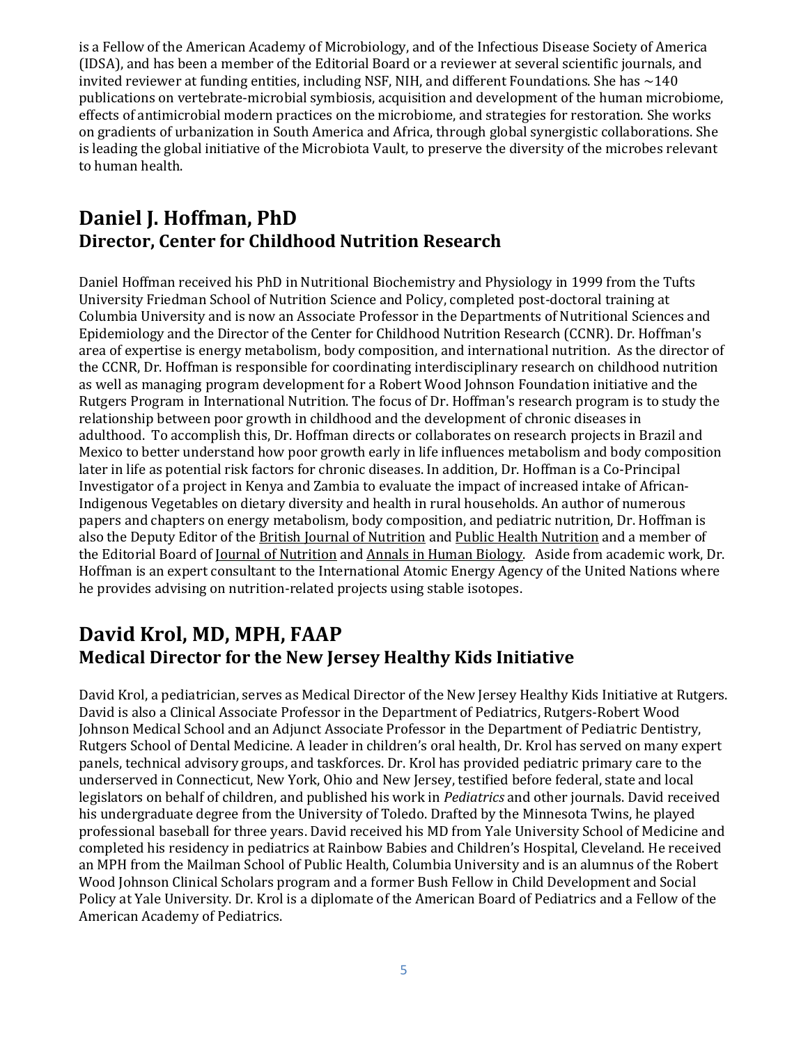is a Fellow of the American Academy of Microbiology, and of the Infectious Disease Society of America (IDSA), and has been a member of the Editorial Board or a reviewer at several scientific journals, and invited reviewer at funding entities, including NSF, NIH, and different Foundations. She has ~140 publications on vertebrate-microbial symbiosis, acquisition and development of the human microbiome, effects of antimicrobial modern practices on the microbiome, and strategies for restoration. She works on gradients of urbanization in South America and Africa, through global synergistic collaborations. She is leading the global initiative of the Microbiota Vault, to preserve the diversity of the microbes relevant to human health.

## Daniel J. Hoffman, PhD
### Director, Center for Childhood Nutrition Research

Daniel Hoffman received his PhD in Nutritional Biochemistry and Physiology in 1999 from the Tufts University Friedman School of Nutrition Science and Policy, completed post-doctoral training at Columbia University and is now an Associate Professor in the Departments of Nutritional Sciences and Epidemiology and the Director of the Center for Childhood Nutrition Research (CCNR). Dr. Hoffman's area of expertise is energy metabolism, body composition, and international nutrition. As the director of the CCNR, Dr. Hoffman is responsible for coordinating interdisciplinary research on childhood nutrition as well as managing program development for a Robert Wood Johnson Foundation initiative and the Rutgers Program in International Nutrition. The focus of Dr. Hoffman's research program is to study the relationship between poor growth in childhood and the development of chronic diseases in adulthood. To accomplish this, Dr. Hoffman directs or collaborates on research projects in Brazil and Mexico to better understand how poor growth early in life influences metabolism and body composition later in life as potential risk factors for chronic diseases. In addition, Dr. Hoffman is a Co-Principal Investigator of a project in Kenya and Zambia to evaluate the impact of increased intake of African-Indigenous Vegetables on dietary diversity and health in rural households. An author of numerous papers and chapters on energy metabolism, body composition, and pediatric nutrition, Dr. Hoffman is also the Deputy Editor of the British Journal of Nutrition and Public Health Nutrition and a member of the Editorial Board of Journal of Nutrition and Annals in Human Biology. Aside from academic work, Dr. Hoffman is an expert consultant to the International Atomic Energy Agency of the United Nations where he provides advising on nutrition-related projects using stable isotopes.

## David Krol, MD, MPH, FAAP
### Medical Director for the New Jersey Healthy Kids Initiative

David Krol, a pediatrician, serves as Medical Director of the New Jersey Healthy Kids Initiative at Rutgers. David is also a Clinical Associate Professor in the Department of Pediatrics, Rutgers-Robert Wood Johnson Medical School and an Adjunct Associate Professor in the Department of Pediatric Dentistry, Rutgers School of Dental Medicine. A leader in children's oral health, Dr. Krol has served on many expert panels, technical advisory groups, and taskforces. Dr. Krol has provided pediatric primary care to the underserved in Connecticut, New York, Ohio and New Jersey, testified before federal, state and local legislators on behalf of children, and published his work in *Pediatrics* and other journals. David received his undergraduate degree from the University of Toledo. Drafted by the Minnesota Twins, he played professional baseball for three years. David received his MD from Yale University School of Medicine and completed his residency in pediatrics at Rainbow Babies and Children's Hospital, Cleveland. He received an MPH from the Mailman School of Public Health, Columbia University and is an alumnus of the Robert Wood Johnson Clinical Scholars program and a former Bush Fellow in Child Development and Social Policy at Yale University. Dr. Krol is a diplomate of the American Board of Pediatrics and a Fellow of the American Academy of Pediatrics.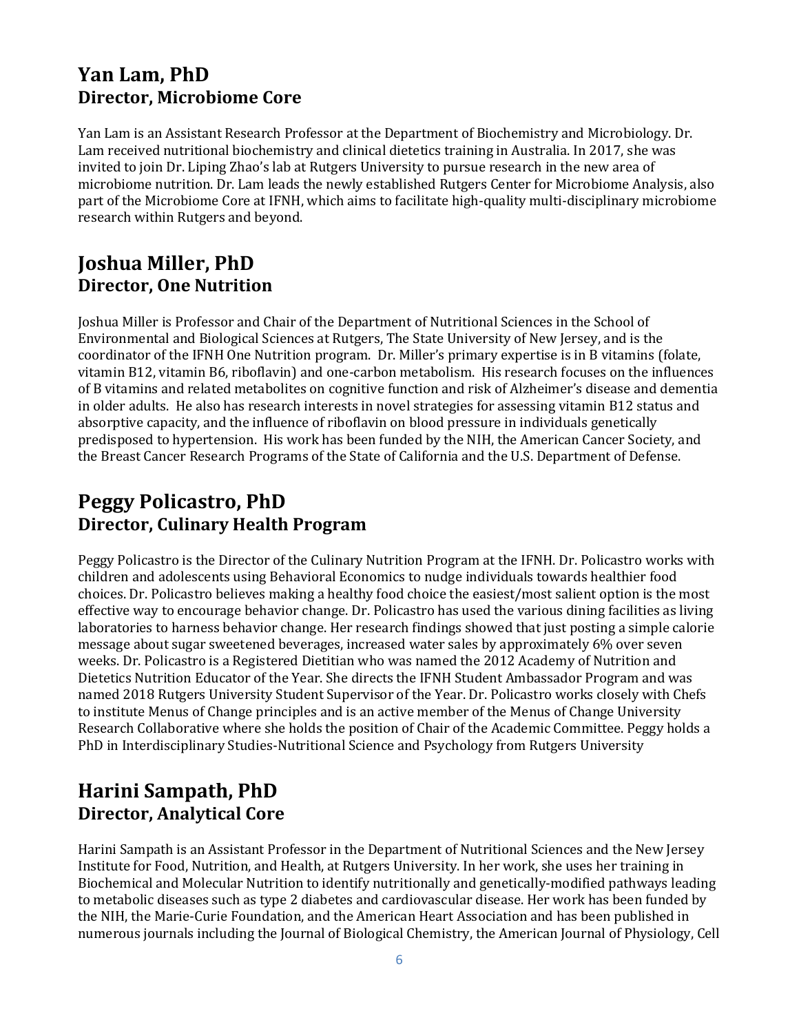## Yan Lam, PhD
### Director, Microbiome Core

Yan Lam is an Assistant Research Professor at the Department of Biochemistry and Microbiology. Dr. Lam received nutritional biochemistry and clinical dietetics training in Australia. In 2017, she was invited to join Dr. Liping Zhao's lab at Rutgers University to pursue research in the new area of microbiome nutrition. Dr. Lam leads the newly established Rutgers Center for Microbiome Analysis, also part of the Microbiome Core at IFNH, which aims to facilitate high-quality multi-disciplinary microbiome research within Rutgers and beyond.

## Joshua Miller, PhD
### Director, One Nutrition

Joshua Miller is Professor and Chair of the Department of Nutritional Sciences in the School of Environmental and Biological Sciences at Rutgers, The State University of New Jersey, and is the coordinator of the IFNH One Nutrition program. Dr. Miller's primary expertise is in B vitamins (folate, vitamin B12, vitamin B6, riboflavin) and one-carbon metabolism. His research focuses on the influences of B vitamins and related metabolites on cognitive function and risk of Alzheimer's disease and dementia in older adults. He also has research interests in novel strategies for assessing vitamin B12 status and absorptive capacity, and the influence of riboflavin on blood pressure in individuals genetically predisposed to hypertension. His work has been funded by the NIH, the American Cancer Society, and the Breast Cancer Research Programs of the State of California and the U.S. Department of Defense.

## Peggy Policastro, PhD
### Director, Culinary Health Program

Peggy Policastro is the Director of the Culinary Nutrition Program at the IFNH. Dr. Policastro works with children and adolescents using Behavioral Economics to nudge individuals towards healthier food choices. Dr. Policastro believes making a healthy food choice the easiest/most salient option is the most effective way to encourage behavior change. Dr. Policastro has used the various dining facilities as living laboratories to harness behavior change. Her research findings showed that just posting a simple calorie message about sugar sweetened beverages, increased water sales by approximately 6% over seven weeks. Dr. Policastro is a Registered Dietitian who was named the 2012 Academy of Nutrition and Dietetics Nutrition Educator of the Year. She directs the IFNH Student Ambassador Program and was named 2018 Rutgers University Student Supervisor of the Year. Dr. Policastro works closely with Chefs to institute Menus of Change principles and is an active member of the Menus of Change University Research Collaborative where she holds the position of Chair of the Academic Committee. Peggy holds a PhD in Interdisciplinary Studies-Nutritional Science and Psychology from Rutgers University

## Harini Sampath, PhD
### Director, Analytical Core

Harini Sampath is an Assistant Professor in the Department of Nutritional Sciences and the New Jersey Institute for Food, Nutrition, and Health, at Rutgers University. In her work, she uses her training in Biochemical and Molecular Nutrition to identify nutritionally and genetically-modified pathways leading to metabolic diseases such as type 2 diabetes and cardiovascular disease. Her work has been funded by the NIH, the Marie-Curie Foundation, and the American Heart Association and has been published in numerous journals including the Journal of Biological Chemistry, the American Journal of Physiology, Cell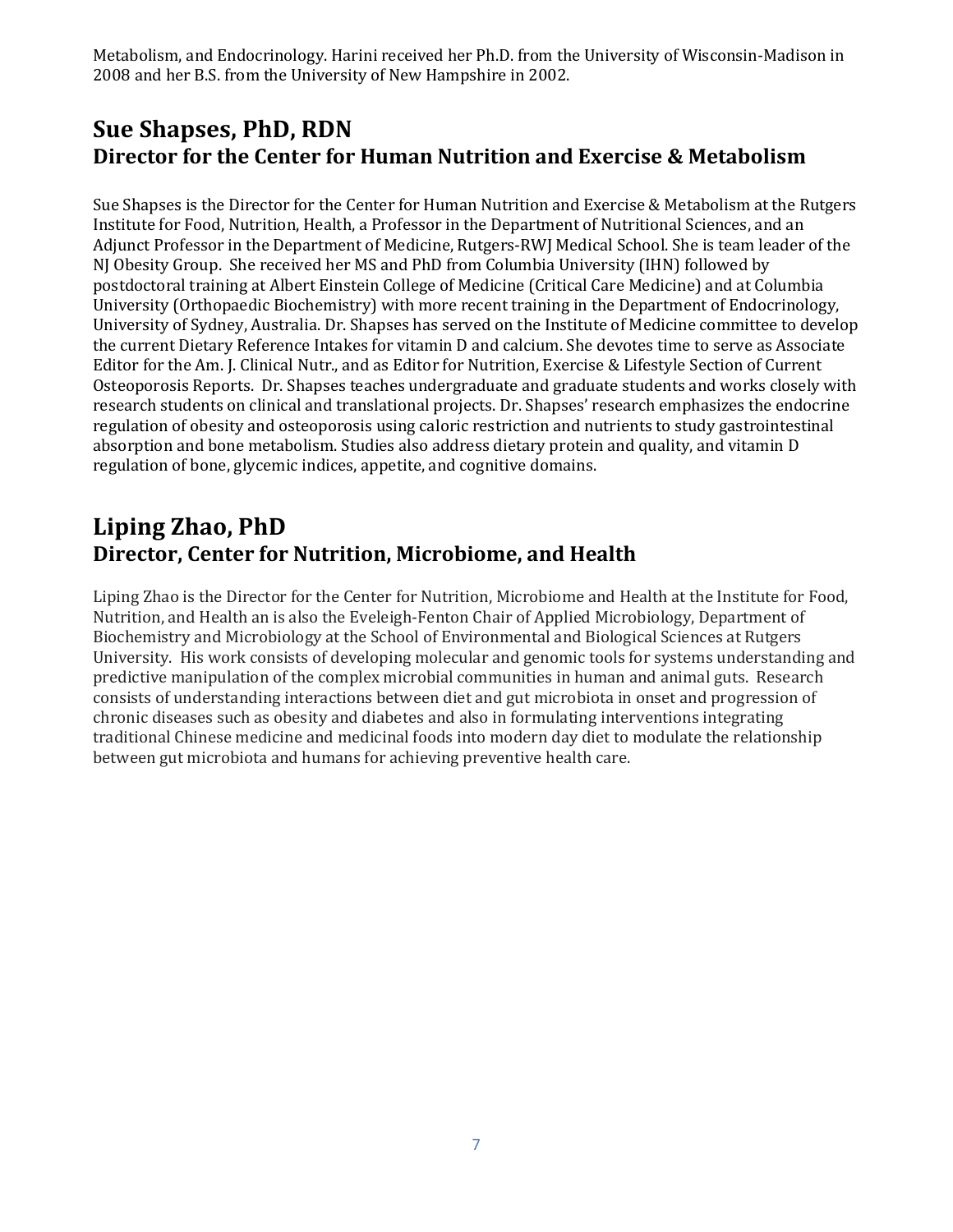Metabolism, and Endocrinology. Harini received her Ph.D. from the University of Wisconsin-Madison in 2008 and her B.S. from the University of New Hampshire in 2002.

## Sue Shapses, PhD, RDN
### Director for the Center for Human Nutrition and Exercise & Metabolism

Sue Shapses is the Director for the Center for Human Nutrition and Exercise & Metabolism at the Rutgers Institute for Food, Nutrition, Health, a Professor in the Department of Nutritional Sciences, and an Adjunct Professor in the Department of Medicine, Rutgers-RWJ Medical School. She is team leader of the NJ Obesity Group. She received her MS and PhD from Columbia University (IHN) followed by postdoctoral training at Albert Einstein College of Medicine (Critical Care Medicine) and at Columbia University (Orthopaedic Biochemistry) with more recent training in the Department of Endocrinology, University of Sydney, Australia. Dr. Shapses has served on the Institute of Medicine committee to develop the current Dietary Reference Intakes for vitamin D and calcium. She devotes time to serve as Associate Editor for the Am. J. Clinical Nutr., and as Editor for Nutrition, Exercise & Lifestyle Section of Current Osteoporosis Reports. Dr. Shapses teaches undergraduate and graduate students and works closely with research students on clinical and translational projects. Dr. Shapses' research emphasizes the endocrine regulation of obesity and osteoporosis using caloric restriction and nutrients to study gastrointestinal absorption and bone metabolism. Studies also address dietary protein and quality, and vitamin D regulation of bone, glycemic indices, appetite, and cognitive domains.

## Liping Zhao, PhD
### Director, Center for Nutrition, Microbiome, and Health

Liping Zhao is the Director for the Center for Nutrition, Microbiome and Health at the Institute for Food, Nutrition, and Health an is also the Eveleigh-Fenton Chair of Applied Microbiology, Department of Biochemistry and Microbiology at the School of Environmental and Biological Sciences at Rutgers University. His work consists of developing molecular and genomic tools for systems understanding and predictive manipulation of the complex microbial communities in human and animal guts. Research consists of understanding interactions between diet and gut microbiota in onset and progression of chronic diseases such as obesity and diabetes and also in formulating interventions integrating traditional Chinese medicine and medicinal foods into modern day diet to modulate the relationship between gut microbiota and humans for achieving preventive health care.